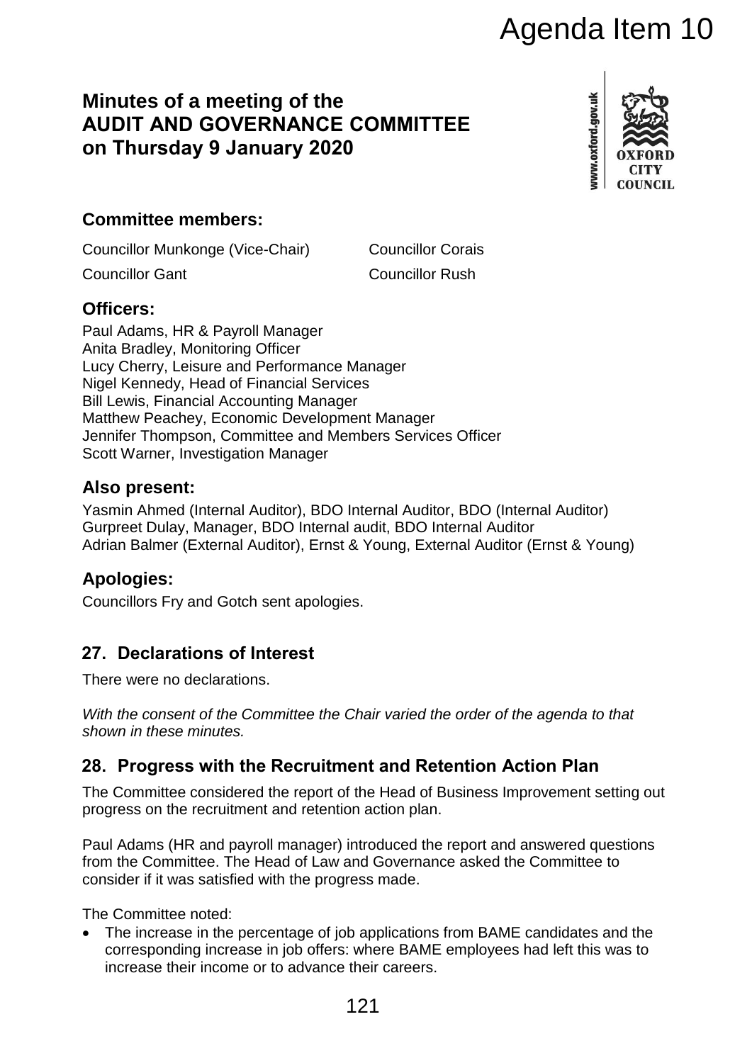Agenda Item 10

# Minutes of a meeting of the AUDIT AND GOVERNANCE COMMITTEE on Thursday 9 January 2020

## Committee members:

Councillor Munkonge (Vice-Chair)    Councillor Corais

Councillor Gant    Councillor Rush

## Officers:

Paul Adams, HR & Payroll Manager
Anita Bradley, Monitoring Officer
Lucy Cherry, Leisure and Performance Manager
Nigel Kennedy, Head of Financial Services
Bill Lewis, Financial Accounting Manager
Matthew Peachey, Economic Development Manager
Jennifer Thompson, Committee and Members Services Officer
Scott Warner, Investigation Manager

## Also present:

Yasmin Ahmed (Internal Auditor), BDO Internal Auditor, BDO (Internal Auditor)
Gurpreet Dulay, Manager, BDO Internal audit, BDO Internal Auditor
Adrian Balmer (External Auditor), Ernst & Young, External Auditor (Ernst & Young)

## Apologies:

Councillors Fry and Gotch sent apologies.

## 27. Declarations of Interest

There were no declarations.

*With the consent of the Committee the Chair varied the order of the agenda to that shown in these minutes.*

## 28. Progress with the Recruitment and Retention Action Plan

The Committee considered the report of the Head of Business Improvement setting out progress on the recruitment and retention action plan.

Paul Adams (HR and payroll manager) introduced the report and answered questions from the Committee. The Head of Law and Governance asked the Committee to consider if it was satisfied with the progress made.

The Committee noted:

- The increase in the percentage of job applications from BAME candidates and the corresponding increase in job offers: where BAME employees had left this was to increase their income or to advance their careers.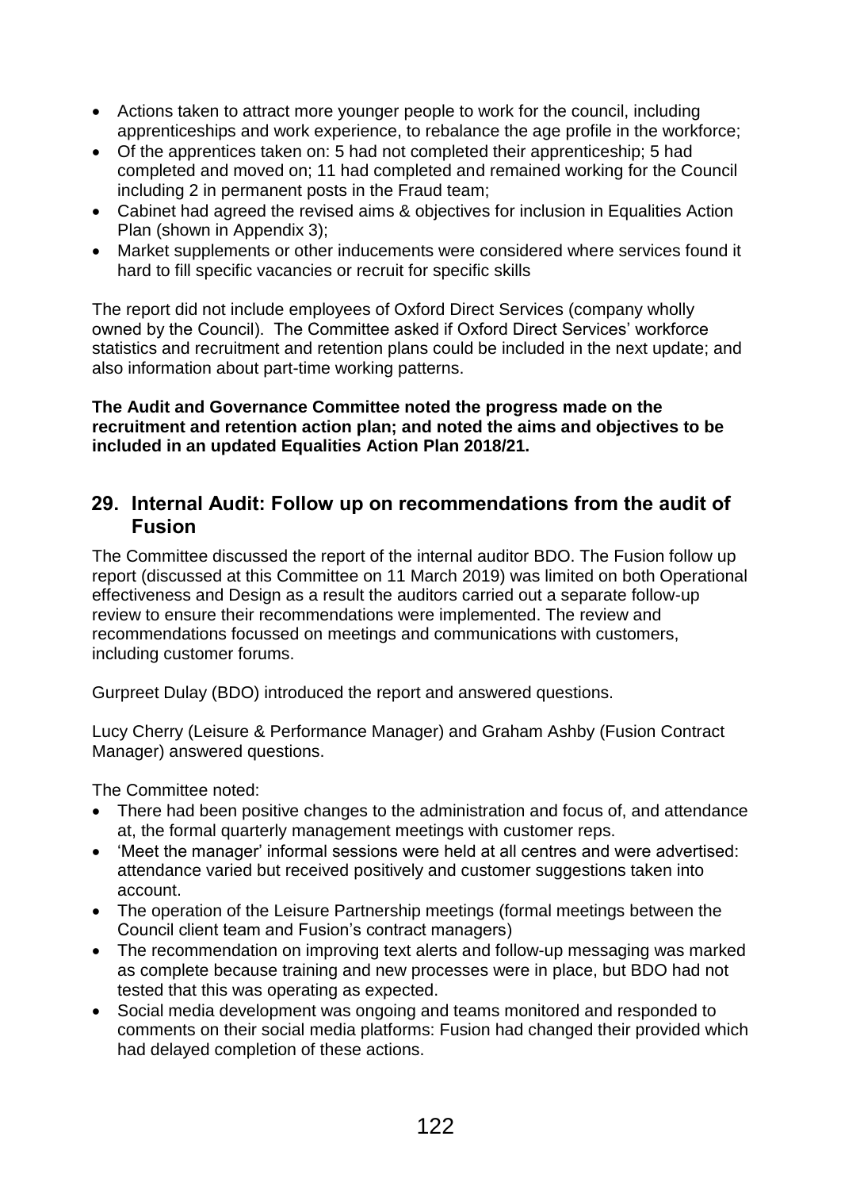- Actions taken to attract more younger people to work for the council, including apprenticeships and work experience, to rebalance the age profile in the workforce;
- Of the apprentices taken on: 5 had not completed their apprenticeship; 5 had completed and moved on; 11 had completed and remained working for the Council including 2 in permanent posts in the Fraud team;
- Cabinet had agreed the revised aims & objectives for inclusion in Equalities Action Plan (shown in Appendix 3);
- Market supplements or other inducements were considered where services found it hard to fill specific vacancies or recruit for specific skills

The report did not include employees of Oxford Direct Services (company wholly owned by the Council). The Committee asked if Oxford Direct Services' workforce statistics and recruitment and retention plans could be included in the next update; and also information about part-time working patterns.

**The Audit and Governance Committee noted the progress made on the recruitment and retention action plan; and noted the aims and objectives to be included in an updated Equalities Action Plan 2018/21.**

## 29. Internal Audit: Follow up on recommendations from the audit of Fusion

The Committee discussed the report of the internal auditor BDO. The Fusion follow up report (discussed at this Committee on 11 March 2019) was limited on both Operational effectiveness and Design as a result the auditors carried out a separate follow-up review to ensure their recommendations were implemented. The review and recommendations focussed on meetings and communications with customers, including customer forums.

Gurpreet Dulay (BDO) introduced the report and answered questions.

Lucy Cherry (Leisure & Performance Manager) and Graham Ashby (Fusion Contract Manager) answered questions.

The Committee noted:

- There had been positive changes to the administration and focus of, and attendance at, the formal quarterly management meetings with customer reps.
- 'Meet the manager' informal sessions were held at all centres and were advertised: attendance varied but received positively and customer suggestions taken into account.
- The operation of the Leisure Partnership meetings (formal meetings between the Council client team and Fusion's contract managers)
- The recommendation on improving text alerts and follow-up messaging was marked as complete because training and new processes were in place, but BDO had not tested that this was operating as expected.
- Social media development was ongoing and teams monitored and responded to comments on their social media platforms: Fusion had changed their provided which had delayed completion of these actions.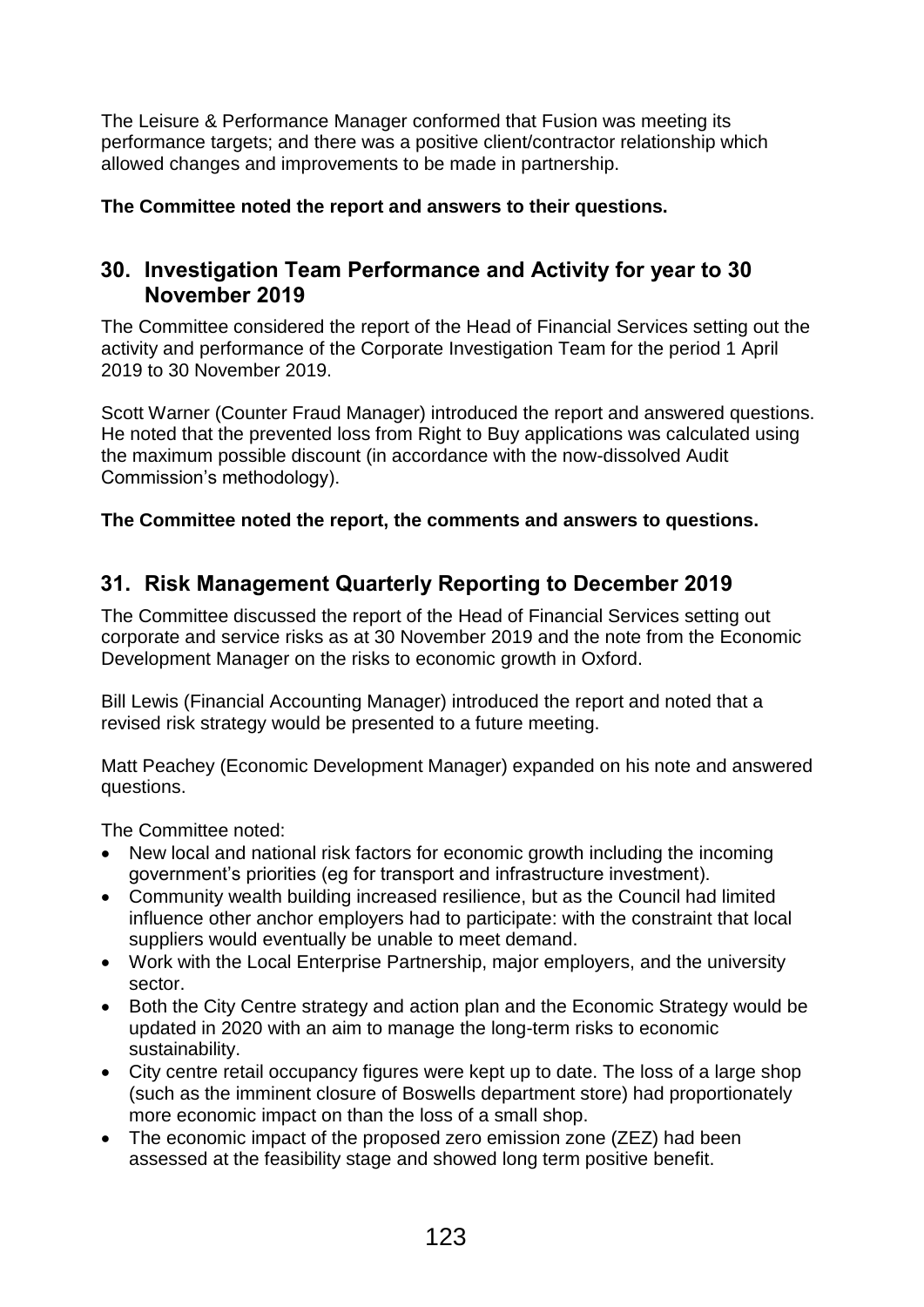The Leisure & Performance Manager conformed that Fusion was meeting its performance targets; and there was a positive client/contractor relationship which allowed changes and improvements to be made in partnership.

**The Committee noted the report and answers to their questions.**

## 30. Investigation Team Performance and Activity for year to 30 November 2019

The Committee considered the report of the Head of Financial Services setting out the activity and performance of the Corporate Investigation Team for the period 1 April 2019 to 30 November 2019.

Scott Warner (Counter Fraud Manager) introduced the report and answered questions. He noted that the prevented loss from Right to Buy applications was calculated using the maximum possible discount (in accordance with the now-dissolved Audit Commission's methodology).

**The Committee noted the report, the comments and answers to questions.**

## 31. Risk Management Quarterly Reporting to December 2019

The Committee discussed the report of the Head of Financial Services setting out corporate and service risks as at 30 November 2019 and the note from the Economic Development Manager on the risks to economic growth in Oxford.

Bill Lewis (Financial Accounting Manager) introduced the report and noted that a revised risk strategy would be presented to a future meeting.

Matt Peachey (Economic Development Manager) expanded on his note and answered questions.

The Committee noted:

- New local and national risk factors for economic growth including the incoming government's priorities (eg for transport and infrastructure investment).
- Community wealth building increased resilience, but as the Council had limited influence other anchor employers had to participate: with the constraint that local suppliers would eventually be unable to meet demand.
- Work with the Local Enterprise Partnership, major employers, and the university sector.
- Both the City Centre strategy and action plan and the Economic Strategy would be updated in 2020 with an aim to manage the long-term risks to economic sustainability.
- City centre retail occupancy figures were kept up to date. The loss of a large shop (such as the imminent closure of Boswells department store) had proportionately more economic impact on than the loss of a small shop.
- The economic impact of the proposed zero emission zone (ZEZ) had been assessed at the feasibility stage and showed long term positive benefit.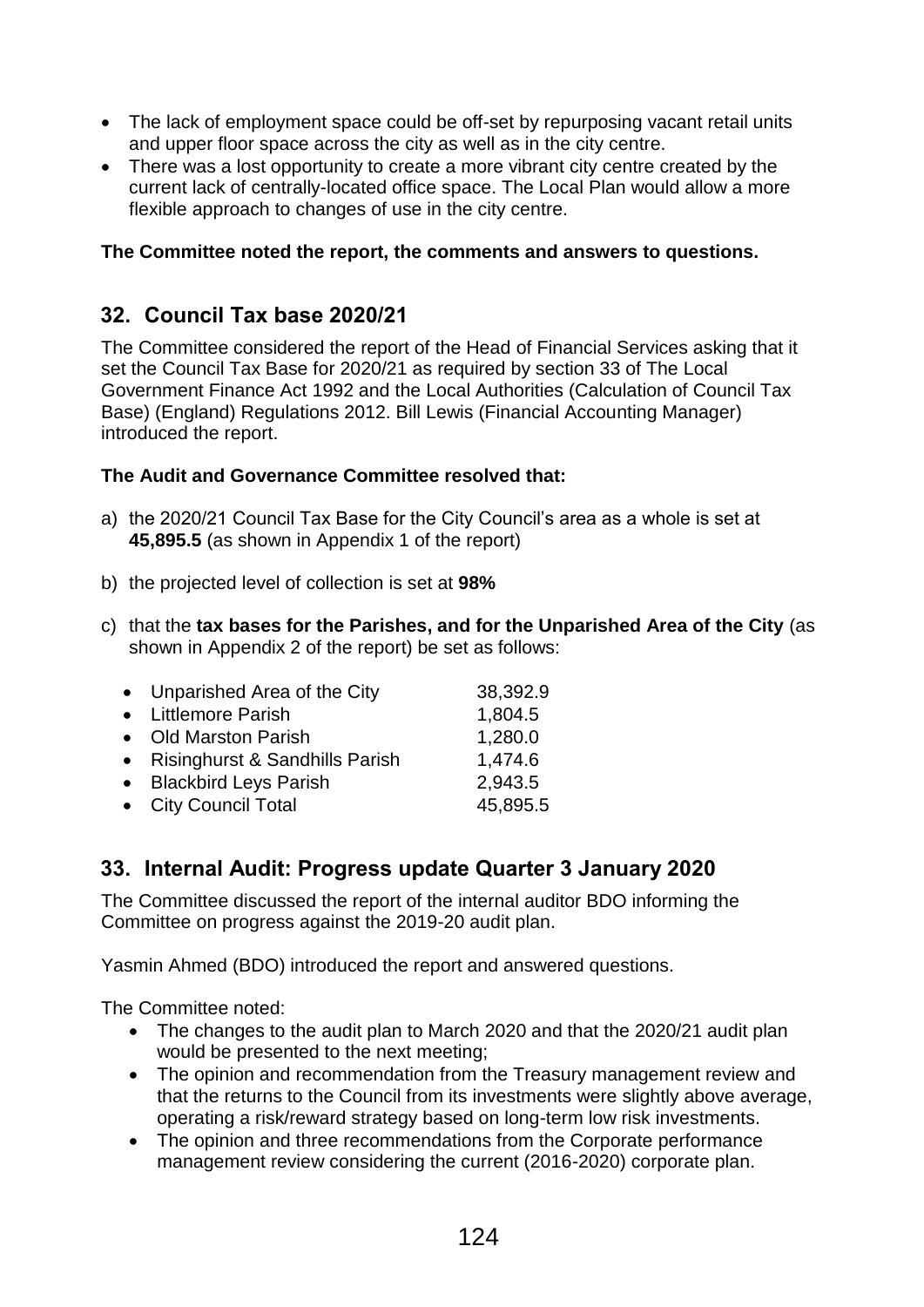- The lack of employment space could be off-set by repurposing vacant retail units and upper floor space across the city as well as in the city centre.
- There was a lost opportunity to create a more vibrant city centre created by the current lack of centrally-located office space. The Local Plan would allow a more flexible approach to changes of use in the city centre.

**The Committee noted the report, the comments and answers to questions.**

## 32. Council Tax base 2020/21

The Committee considered the report of the Head of Financial Services asking that it set the Council Tax Base for 2020/21 as required by section 33 of The Local Government Finance Act 1992 and the Local Authorities (Calculation of Council Tax Base) (England) Regulations 2012. Bill Lewis (Financial Accounting Manager) introduced the report.

**The Audit and Governance Committee resolved that:**

a) the 2020/21 Council Tax Base for the City Council's area as a whole is set at **45,895.5** (as shown in Appendix 1 of the report)

b) the projected level of collection is set at **98%**

c) that the **tax bases for the Parishes, and for the Unparished Area of the City** (as shown in Appendix 2 of the report) be set as follows:

| | |
|---|---|
| Unparished Area of the City | 38,392.9 |
| Littlemore Parish | 1,804.5 |
| Old Marston Parish | 1,280.0 |
| Risinghurst & Sandhills Parish | 1,474.6 |
| Blackbird Leys Parish | 2,943.5 |
| City Council Total | 45,895.5 |

## 33. Internal Audit: Progress update Quarter 3 January 2020

The Committee discussed the report of the internal auditor BDO informing the Committee on progress against the 2019-20 audit plan.

Yasmin Ahmed (BDO) introduced the report and answered questions.

The Committee noted:

- The changes to the audit plan to March 2020 and that the 2020/21 audit plan would be presented to the next meeting;
- The opinion and recommendation from the Treasury management review and that the returns to the Council from its investments were slightly above average, operating a risk/reward strategy based on long-term low risk investments.
- The opinion and three recommendations from the Corporate performance management review considering the current (2016-2020) corporate plan.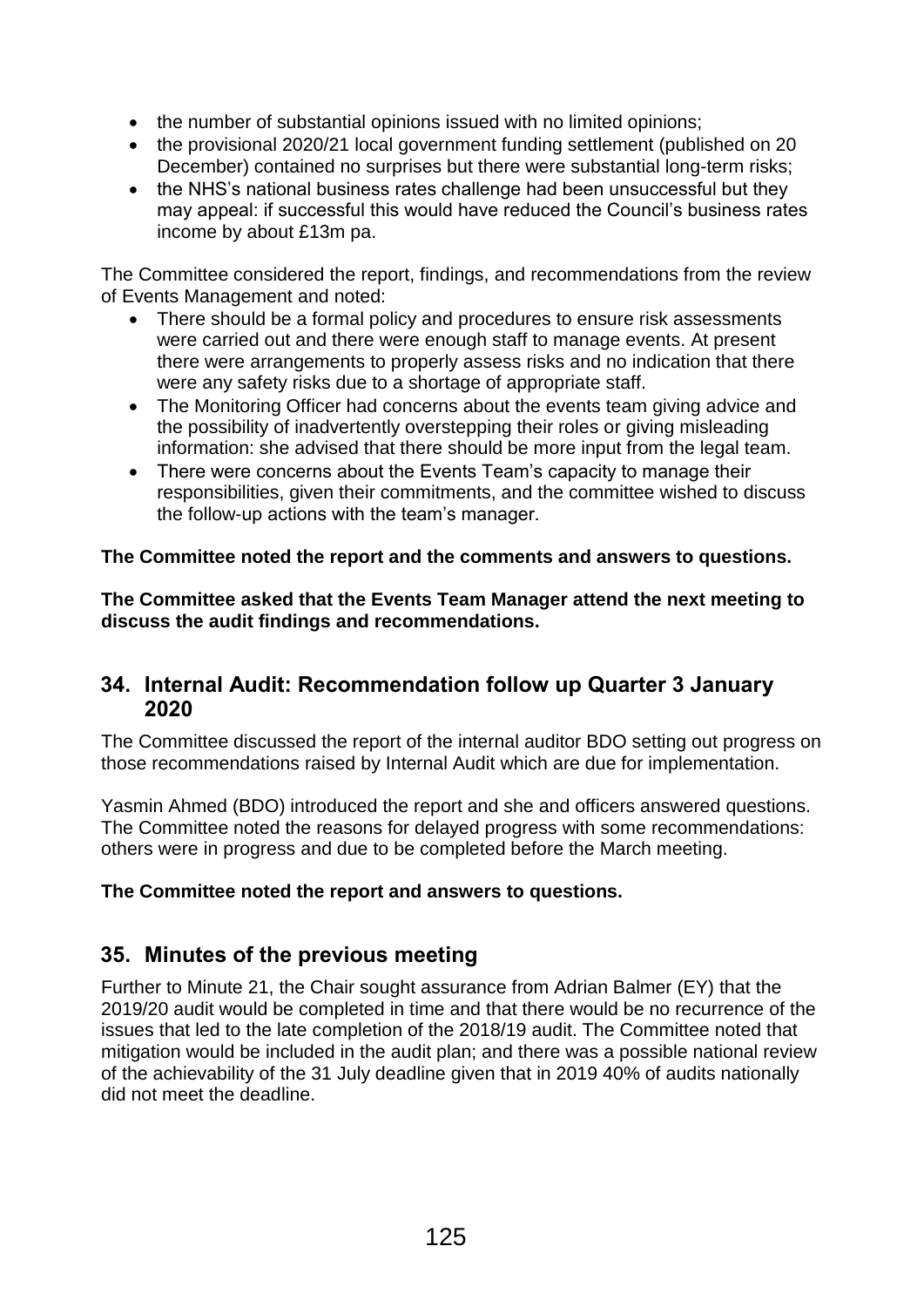- the number of substantial opinions issued with no limited opinions;
- the provisional 2020/21 local government funding settlement (published on 20 December) contained no surprises but there were substantial long-term risks;
- the NHS's national business rates challenge had been unsuccessful but they may appeal: if successful this would have reduced the Council's business rates income by about £13m pa.

The Committee considered the report, findings, and recommendations from the review of Events Management and noted:

- There should be a formal policy and procedures to ensure risk assessments were carried out and there were enough staff to manage events. At present there were arrangements to properly assess risks and no indication that there were any safety risks due to a shortage of appropriate staff.
- The Monitoring Officer had concerns about the events team giving advice and the possibility of inadvertently overstepping their roles or giving misleading information: she advised that there should be more input from the legal team.
- There were concerns about the Events Team's capacity to manage their responsibilities, given their commitments, and the committee wished to discuss the follow-up actions with the team's manager.

**The Committee noted the report and the comments and answers to questions.**

**The Committee asked that the Events Team Manager attend the next meeting to discuss the audit findings and recommendations.**

## 34. Internal Audit: Recommendation follow up Quarter 3 January 2020

The Committee discussed the report of the internal auditor BDO setting out progress on those recommendations raised by Internal Audit which are due for implementation.

Yasmin Ahmed (BDO) introduced the report and she and officers answered questions. The Committee noted the reasons for delayed progress with some recommendations: others were in progress and due to be completed before the March meeting.

**The Committee noted the report and answers to questions.**

## 35. Minutes of the previous meeting

Further to Minute 21, the Chair sought assurance from Adrian Balmer (EY) that the 2019/20 audit would be completed in time and that there would be no recurrence of the issues that led to the late completion of the 2018/19 audit. The Committee noted that mitigation would be included in the audit plan; and there was a possible national review of the achievability of the 31 July deadline given that in 2019 40% of audits nationally did not meet the deadline.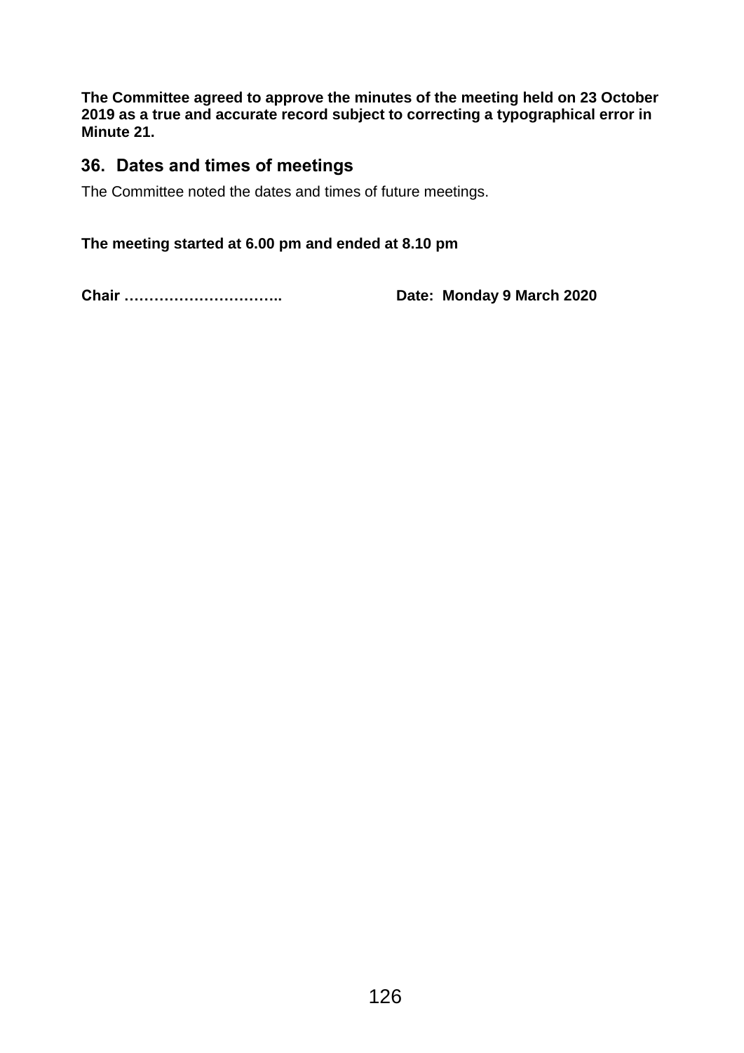**The Committee agreed to approve the minutes of the meeting held on 23 October 2019 as a true and accurate record subject to correcting a typographical error in Minute 21.**

## 36. Dates and times of meetings

The Committee noted the dates and times of future meetings.

**The meeting started at 6.00 pm and ended at 8.10 pm**

**Chair …………………………..** **Date: Monday 9 March 2020**